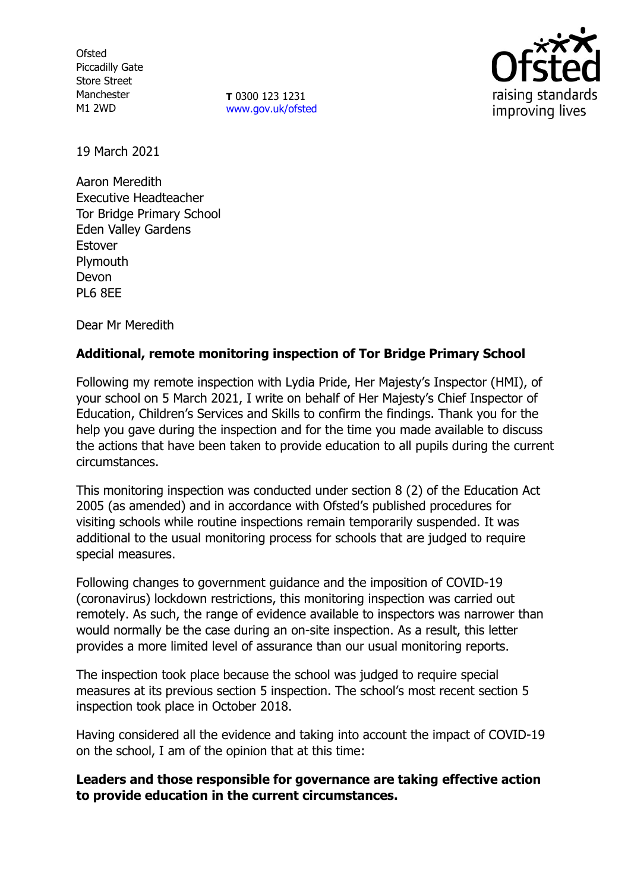Ofsted
Piccadilly Gate
Store Street
Manchester
M1 2WD

**T** 0300 123 1231
www.gov.uk/ofsted

19 March 2021

Aaron Meredith
Executive Headteacher
Tor Bridge Primary School
Eden Valley Gardens
Estover
Plymouth
Devon
PL6 8EE

Dear Mr Meredith

**Additional, remote monitoring inspection of Tor Bridge Primary School**

Following my remote inspection with Lydia Pride, Her Majesty's Inspector (HMI), of your school on 5 March 2021, I write on behalf of Her Majesty's Chief Inspector of Education, Children's Services and Skills to confirm the findings. Thank you for the help you gave during the inspection and for the time you made available to discuss the actions that have been taken to provide education to all pupils during the current circumstances.

This monitoring inspection was conducted under section 8 (2) of the Education Act 2005 (as amended) and in accordance with Ofsted's published procedures for visiting schools while routine inspections remain temporarily suspended. It was additional to the usual monitoring process for schools that are judged to require special measures.

Following changes to government guidance and the imposition of COVID-19 (coronavirus) lockdown restrictions, this monitoring inspection was carried out remotely. As such, the range of evidence available to inspectors was narrower than would normally be the case during an on-site inspection. As a result, this letter provides a more limited level of assurance than our usual monitoring reports.

The inspection took place because the school was judged to require special measures at its previous section 5 inspection. The school's most recent section 5 inspection took place in October 2018.

Having considered all the evidence and taking into account the impact of COVID-19 on the school, I am of the opinion that at this time:

**Leaders and those responsible for governance are taking effective action to provide education in the current circumstances.**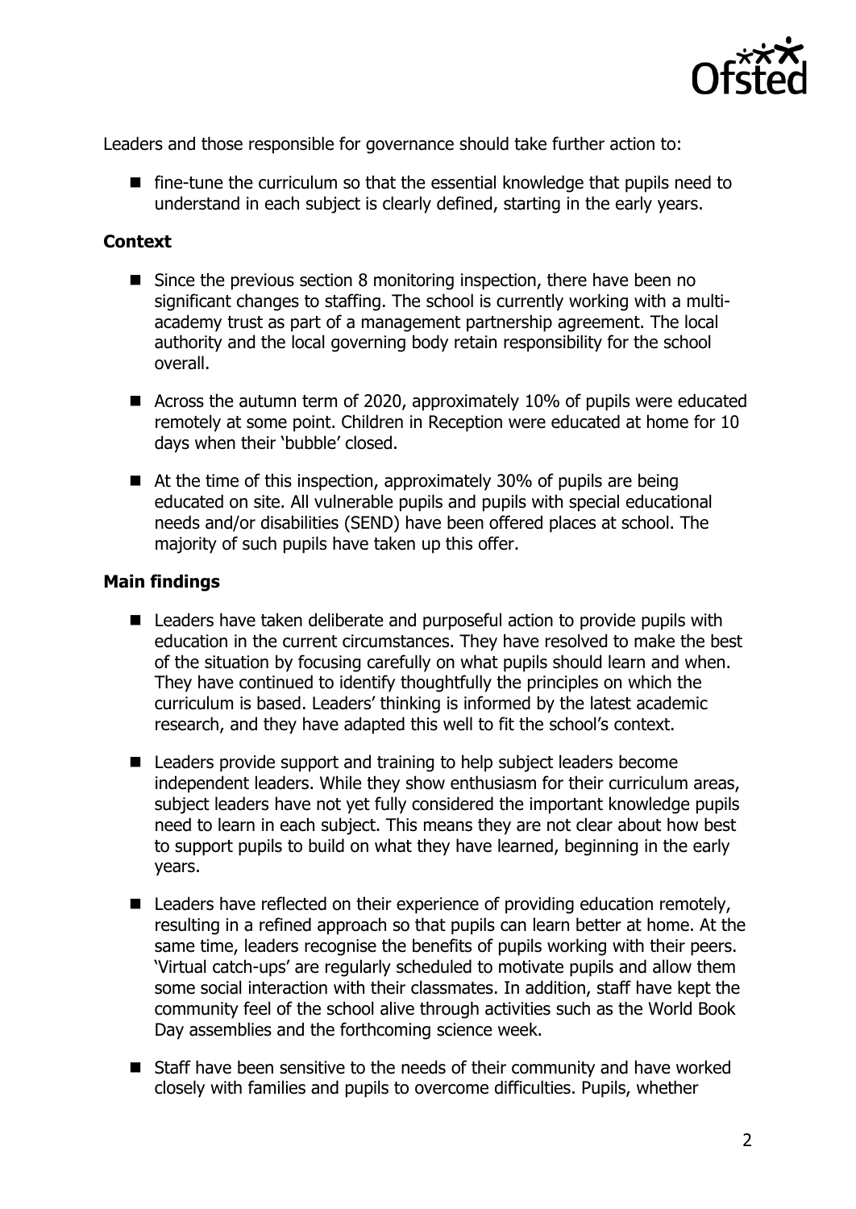Leaders and those responsible for governance should take further action to:

- fine-tune the curriculum so that the essential knowledge that pupils need to understand in each subject is clearly defined, starting in the early years.

### Context

- Since the previous section 8 monitoring inspection, there have been no significant changes to staffing. The school is currently working with a multi-academy trust as part of a management partnership agreement. The local authority and the local governing body retain responsibility for the school overall.
- Across the autumn term of 2020, approximately 10% of pupils were educated remotely at some point. Children in Reception were educated at home for 10 days when their 'bubble' closed.
- At the time of this inspection, approximately 30% of pupils are being educated on site. All vulnerable pupils and pupils with special educational needs and/or disabilities (SEND) have been offered places at school. The majority of such pupils have taken up this offer.

### Main findings

- Leaders have taken deliberate and purposeful action to provide pupils with education in the current circumstances. They have resolved to make the best of the situation by focusing carefully on what pupils should learn and when. They have continued to identify thoughtfully the principles on which the curriculum is based. Leaders' thinking is informed by the latest academic research, and they have adapted this well to fit the school's context.
- Leaders provide support and training to help subject leaders become independent leaders. While they show enthusiasm for their curriculum areas, subject leaders have not yet fully considered the important knowledge pupils need to learn in each subject. This means they are not clear about how best to support pupils to build on what they have learned, beginning in the early years.
- Leaders have reflected on their experience of providing education remotely, resulting in a refined approach so that pupils can learn better at home. At the same time, leaders recognise the benefits of pupils working with their peers. 'Virtual catch-ups' are regularly scheduled to motivate pupils and allow them some social interaction with their classmates. In addition, staff have kept the community feel of the school alive through activities such as the World Book Day assemblies and the forthcoming science week.
- Staff have been sensitive to the needs of their community and have worked closely with families and pupils to overcome difficulties. Pupils, whether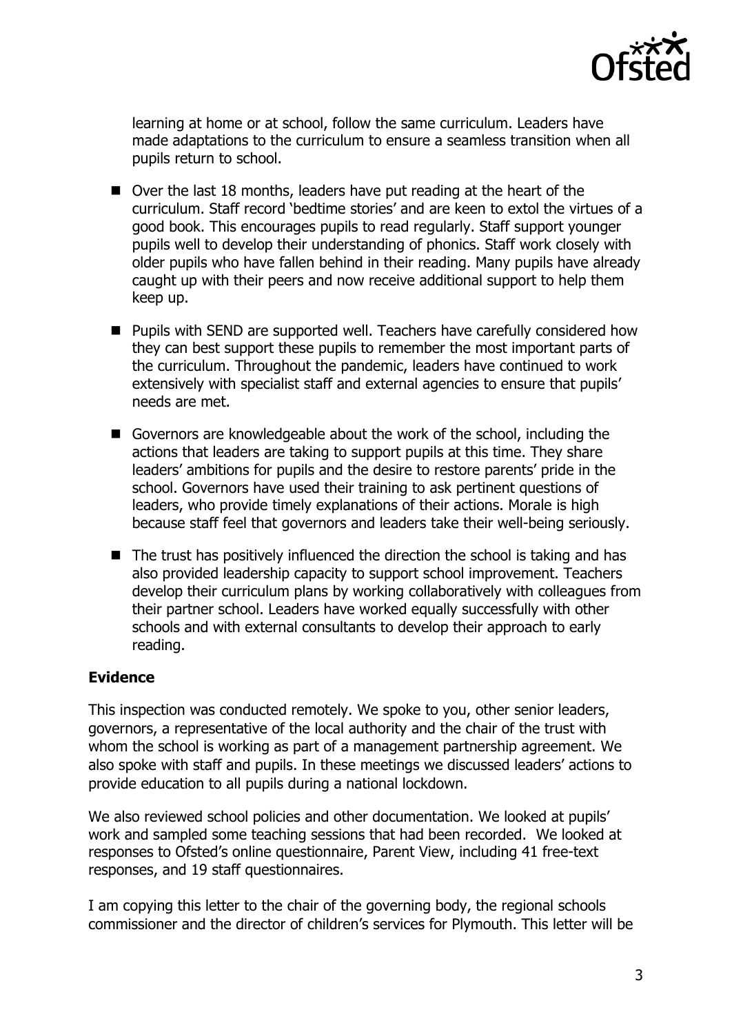learning at home or at school, follow the same curriculum. Leaders have made adaptations to the curriculum to ensure a seamless transition when all pupils return to school.

- Over the last 18 months, leaders have put reading at the heart of the curriculum. Staff record 'bedtime stories' and are keen to extol the virtues of a good book. This encourages pupils to read regularly. Staff support younger pupils well to develop their understanding of phonics. Staff work closely with older pupils who have fallen behind in their reading. Many pupils have already caught up with their peers and now receive additional support to help them keep up.
- Pupils with SEND are supported well. Teachers have carefully considered how they can best support these pupils to remember the most important parts of the curriculum. Throughout the pandemic, leaders have continued to work extensively with specialist staff and external agencies to ensure that pupils' needs are met.
- Governors are knowledgeable about the work of the school, including the actions that leaders are taking to support pupils at this time. They share leaders' ambitions for pupils and the desire to restore parents' pride in the school. Governors have used their training to ask pertinent questions of leaders, who provide timely explanations of their actions. Morale is high because staff feel that governors and leaders take their well-being seriously.
- The trust has positively influenced the direction the school is taking and has also provided leadership capacity to support school improvement. Teachers develop their curriculum plans by working collaboratively with colleagues from their partner school. Leaders have worked equally successfully with other schools and with external consultants to develop their approach to early reading.

**Evidence**

This inspection was conducted remotely. We spoke to you, other senior leaders, governors, a representative of the local authority and the chair of the trust with whom the school is working as part of a management partnership agreement. We also spoke with staff and pupils. In these meetings we discussed leaders' actions to provide education to all pupils during a national lockdown.

We also reviewed school policies and other documentation. We looked at pupils' work and sampled some teaching sessions that had been recorded. We looked at responses to Ofsted's online questionnaire, Parent View, including 41 free-text responses, and 19 staff questionnaires.

I am copying this letter to the chair of the governing body, the regional schools commissioner and the director of children's services for Plymouth. This letter will be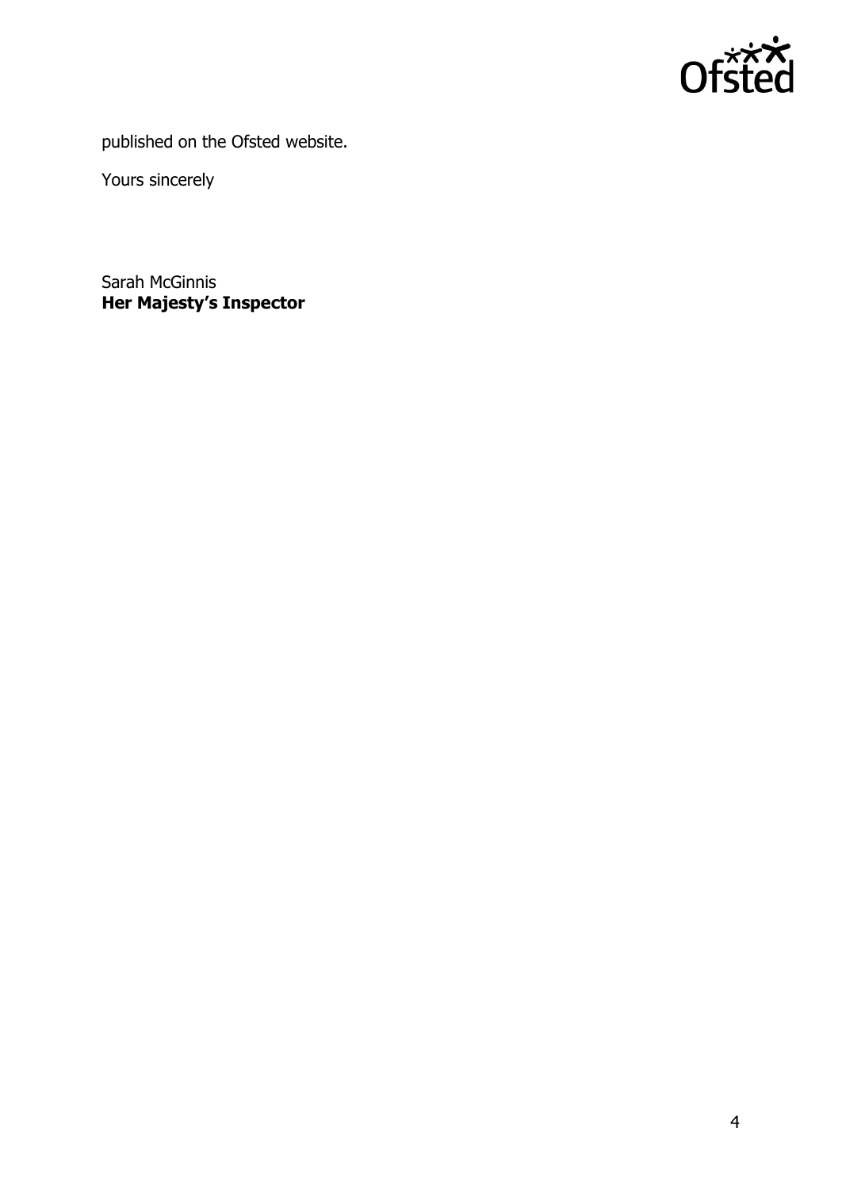published on the Ofsted website.

Yours sincerely

Sarah McGinnis
**Her Majesty's Inspector**